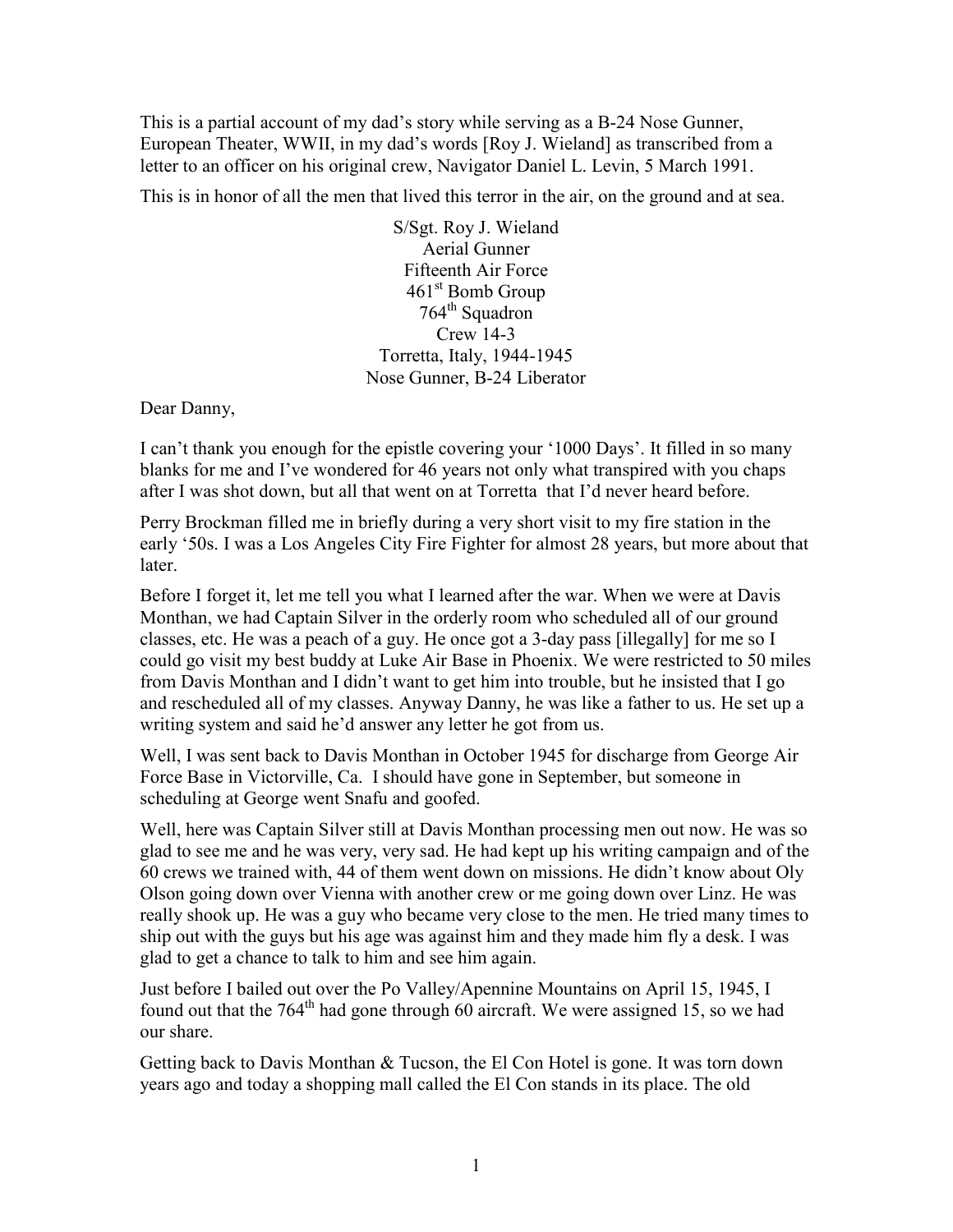This is a partial account of my dad's story while serving as a B-24 Nose Gunner, European Theater, WWII, in my dad's words [Roy J. Wieland] as transcribed from a letter to an officer on his original crew, Navigator Daniel L. Levin, 5 March 1991.

This is in honor of all the men that lived this terror in the air, on the ground and at sea.

S/Sgt. Roy J. Wieland
Aerial Gunner
Fifteenth Air Force
461st Bomb Group
764th Squadron
Crew 14-3
Torretta, Italy, 1944-1945
Nose Gunner, B-24 Liberator

Dear Danny,

I can't thank you enough for the epistle covering your '1000 Days'. It filled in so many blanks for me and I've wondered for 46 years not only what transpired with you chaps after I was shot down, but all that went on at Torretta that I'd never heard before.

Perry Brockman filled me in briefly during a very short visit to my fire station in the early '50s. I was a Los Angeles City Fire Fighter for almost 28 years, but more about that later.

Before I forget it, let me tell you what I learned after the war. When we were at Davis Monthan, we had Captain Silver in the orderly room who scheduled all of our ground classes, etc. He was a peach of a guy. He once got a 3-day pass [illegally] for me so I could go visit my best buddy at Luke Air Base in Phoenix. We were restricted to 50 miles from Davis Monthan and I didn't want to get him into trouble, but he insisted that I go and rescheduled all of my classes. Anyway Danny, he was like a father to us. He set up a writing system and said he'd answer any letter he got from us.

Well, I was sent back to Davis Monthan in October 1945 for discharge from George Air Force Base in Victorville, Ca. I should have gone in September, but someone in scheduling at George went Snafu and goofed.

Well, here was Captain Silver still at Davis Monthan processing men out now. He was so glad to see me and he was very, very sad. He had kept up his writing campaign and of the 60 crews we trained with, 44 of them went down on missions. He didn't know about Oly Olson going down over Vienna with another crew or me going down over Linz. He was really shook up. He was a guy who became very close to the men. He tried many times to ship out with the guys but his age was against him and they made him fly a desk. I was glad to get a chance to talk to him and see him again.

Just before I bailed out over the Po Valley/Apennine Mountains on April 15, 1945, I found out that the 764th had gone through 60 aircraft. We were assigned 15, so we had our share.

Getting back to Davis Monthan & Tucson, the El Con Hotel is gone. It was torn down years ago and today a shopping mall called the El Con stands in its place. The old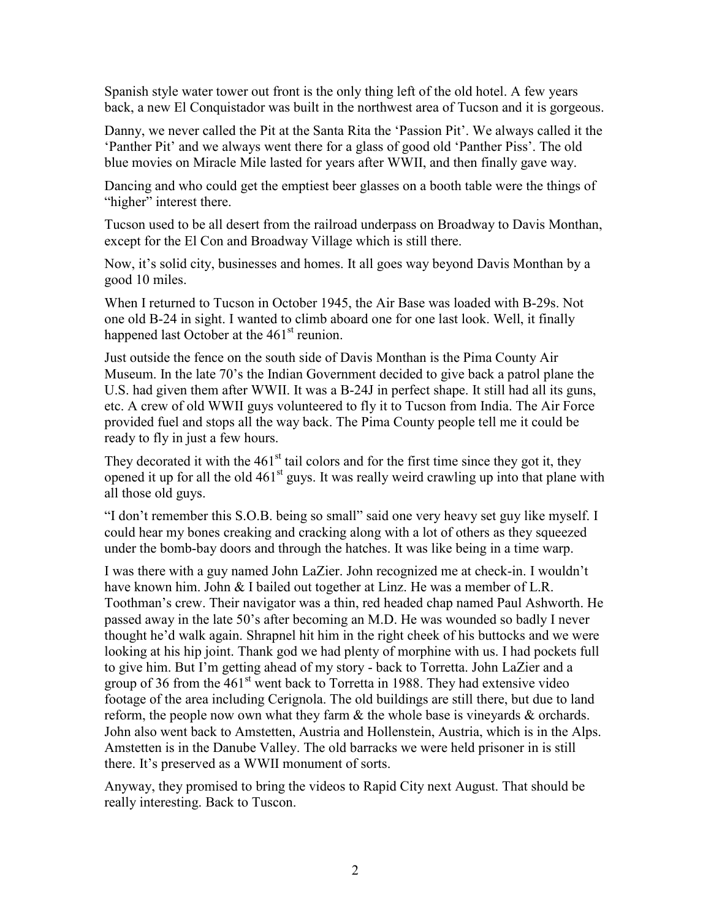Spanish style water tower out front is the only thing left of the old hotel. A few years back, a new El Conquistador was built in the northwest area of Tucson and it is gorgeous.

Danny, we never called the Pit at the Santa Rita the 'Passion Pit'. We always called it the 'Panther Pit' and we always went there for a glass of good old 'Panther Piss'. The old blue movies on Miracle Mile lasted for years after WWII, and then finally gave way.

Dancing and who could get the emptiest beer glasses on a booth table were the things of "higher" interest there.

Tucson used to be all desert from the railroad underpass on Broadway to Davis Monthan, except for the El Con and Broadway Village which is still there.

Now, it's solid city, businesses and homes. It all goes way beyond Davis Monthan by a good 10 miles.

When I returned to Tucson in October 1945, the Air Base was loaded with B-29s. Not one old B-24 in sight. I wanted to climb aboard one for one last look. Well, it finally happened last October at the 461st reunion.

Just outside the fence on the south side of Davis Monthan is the Pima County Air Museum. In the late 70's the Indian Government decided to give back a patrol plane the U.S. had given them after WWII. It was a B-24J in perfect shape. It still had all its guns, etc. A crew of old WWII guys volunteered to fly it to Tucson from India. The Air Force provided fuel and stops all the way back. The Pima County people tell me it could be ready to fly in just a few hours.

They decorated it with the 461st tail colors and for the first time since they got it, they opened it up for all the old 461st guys. It was really weird crawling up into that plane with all those old guys.

"I don't remember this S.O.B. being so small" said one very heavy set guy like myself. I could hear my bones creaking and cracking along with a lot of others as they squeezed under the bomb-bay doors and through the hatches. It was like being in a time warp.

I was there with a guy named John LaZier. John recognized me at check-in. I wouldn't have known him. John & I bailed out together at Linz. He was a member of L.R. Toothman's crew. Their navigator was a thin, red headed chap named Paul Ashworth. He passed away in the late 50's after becoming an M.D. He was wounded so badly I never thought he'd walk again. Shrapnel hit him in the right cheek of his buttocks and we were looking at his hip joint. Thank god we had plenty of morphine with us. I had pockets full to give him. But I'm getting ahead of my story - back to Torretta. John LaZier and a group of 36 from the 461st went back to Torretta in 1988. They had extensive video footage of the area including Cerignola. The old buildings are still there, but due to land reform, the people now own what they farm & the whole base is vineyards & orchards. John also went back to Amstetten, Austria and Hollenstein, Austria, which is in the Alps. Amstetten is in the Danube Valley. The old barracks we were held prisoner in is still there. It's preserved as a WWII monument of sorts.

Anyway, they promised to bring the videos to Rapid City next August. That should be really interesting. Back to Tuscon.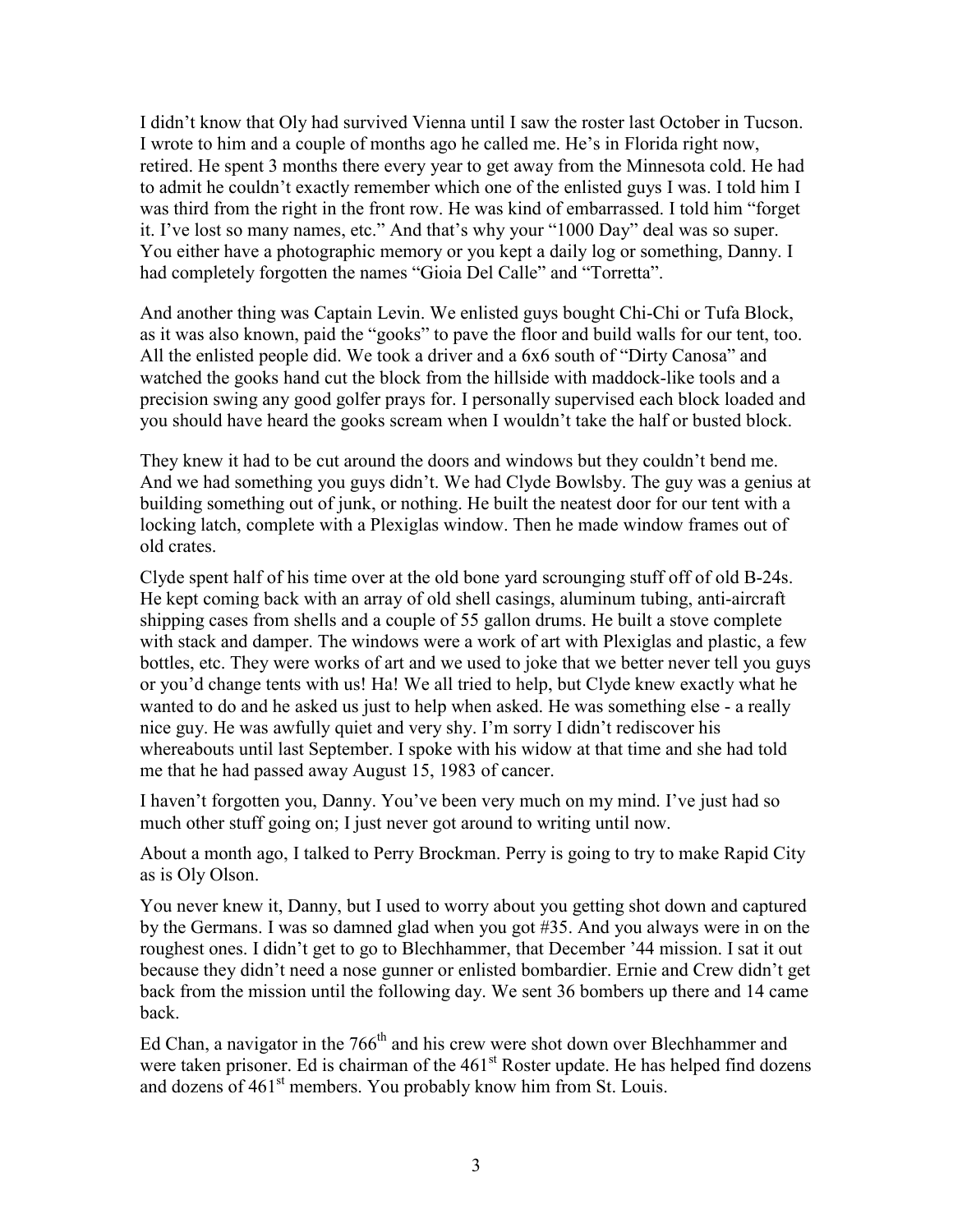I didn't know that Oly had survived Vienna until I saw the roster last October in Tucson. I wrote to him and a couple of months ago he called me. He's in Florida right now, retired. He spent 3 months there every year to get away from the Minnesota cold. He had to admit he couldn't exactly remember which one of the enlisted guys I was. I told him I was third from the right in the front row. He was kind of embarrassed. I told him "forget it. I've lost so many names, etc." And that's why your "1000 Day" deal was so super. You either have a photographic memory or you kept a daily log or something, Danny. I had completely forgotten the names "Gioia Del Calle" and "Torretta".

And another thing was Captain Levin. We enlisted guys bought Chi-Chi or Tufa Block, as it was also known, paid the "gooks" to pave the floor and build walls for our tent, too. All the enlisted people did. We took a driver and a 6x6 south of "Dirty Canosa" and watched the gooks hand cut the block from the hillside with maddock-like tools and a precision swing any good golfer prays for. I personally supervised each block loaded and you should have heard the gooks scream when I wouldn't take the half or busted block.

They knew it had to be cut around the doors and windows but they couldn't bend me. And we had something you guys didn't. We had Clyde Bowlsby. The guy was a genius at building something out of junk, or nothing. He built the neatest door for our tent with a locking latch, complete with a Plexiglas window. Then he made window frames out of old crates.

Clyde spent half of his time over at the old bone yard scrounging stuff off of old B-24s. He kept coming back with an array of old shell casings, aluminum tubing, anti-aircraft shipping cases from shells and a couple of 55 gallon drums. He built a stove complete with stack and damper. The windows were a work of art with Plexiglas and plastic, a few bottles, etc. They were works of art and we used to joke that we better never tell you guys or you'd change tents with us! Ha! We all tried to help, but Clyde knew exactly what he wanted to do and he asked us just to help when asked. He was something else - a really nice guy. He was awfully quiet and very shy. I'm sorry I didn't rediscover his whereabouts until last September. I spoke with his widow at that time and she had told me that he had passed away August 15, 1983 of cancer.

I haven't forgotten you, Danny. You've been very much on my mind. I've just had so much other stuff going on; I just never got around to writing until now.

About a month ago, I talked to Perry Brockman. Perry is going to try to make Rapid City as is Oly Olson.

You never knew it, Danny, but I used to worry about you getting shot down and captured by the Germans. I was so damned glad when you got #35. And you always were in on the roughest ones. I didn't get to go to Blechhammer, that December '44 mission. I sat it out because they didn't need a nose gunner or enlisted bombardier. Ernie and Crew didn't get back from the mission until the following day. We sent 36 bombers up there and 14 came back.

Ed Chan, a navigator in the 766th and his crew were shot down over Blechhammer and were taken prisoner. Ed is chairman of the 461st Roster update. He has helped find dozens and dozens of 461st members. You probably know him from St. Louis.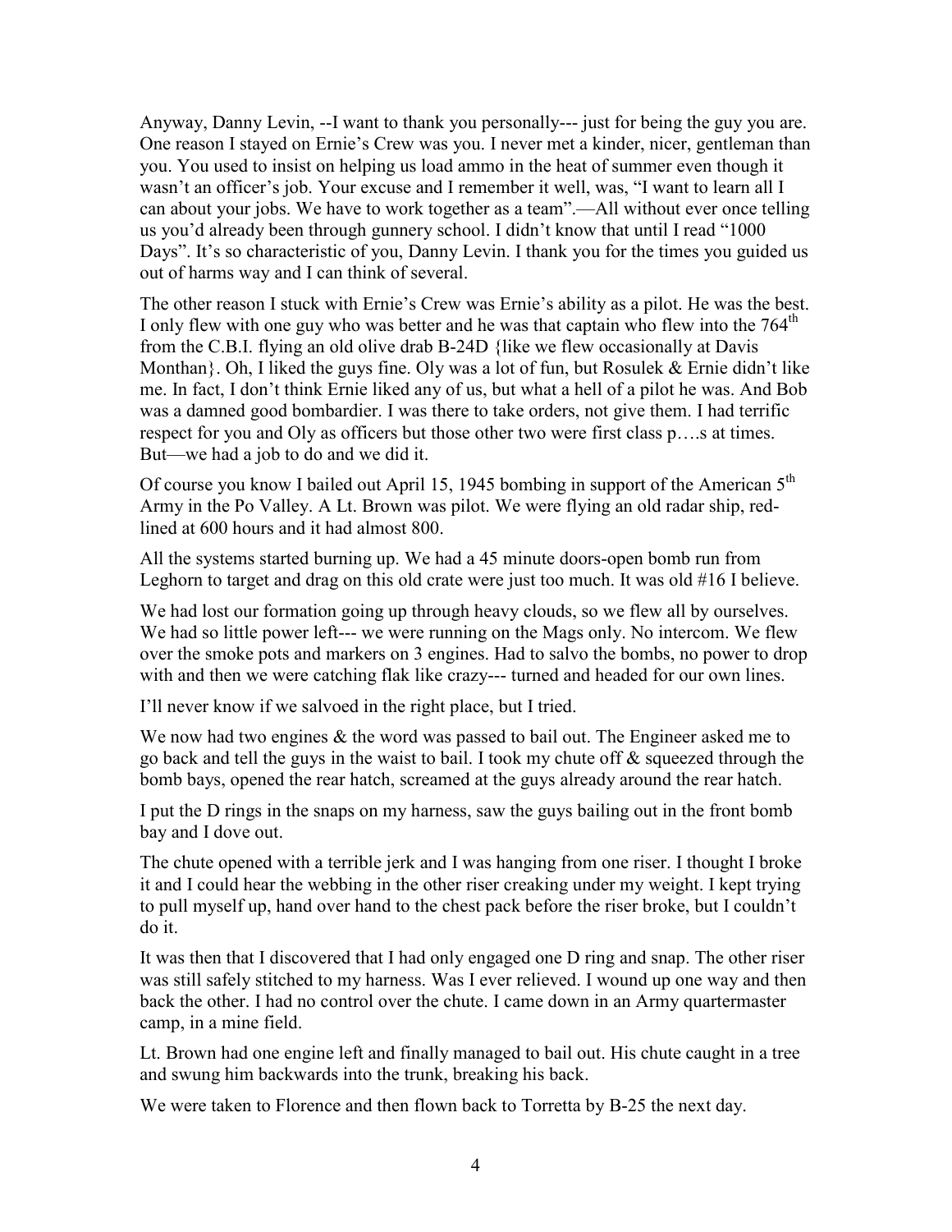Anyway, Danny Levin, --I want to thank you personally--- just for being the guy you are. One reason I stayed on Ernie's Crew was you. I never met a kinder, nicer, gentleman than you. You used to insist on helping us load ammo in the heat of summer even though it wasn't an officer's job. Your excuse and I remember it well, was, "I want to learn all I can about your jobs. We have to work together as a team".—All without ever once telling us you'd already been through gunnery school. I didn't know that until I read "1000 Days". It's so characteristic of you, Danny Levin. I thank you for the times you guided us out of harms way and I can think of several.

The other reason I stuck with Ernie's Crew was Ernie's ability as a pilot. He was the best. I only flew with one guy who was better and he was that captain who flew into the 764th from the C.B.I. flying an old olive drab B-24D {like we flew occasionally at Davis Monthan}. Oh, I liked the guys fine. Oly was a lot of fun, but Rosulek & Ernie didn't like me. In fact, I don't think Ernie liked any of us, but what a hell of a pilot he was. And Bob was a damned good bombardier. I was there to take orders, not give them. I had terrific respect for you and Oly as officers but those other two were first class p….s at times. But—we had a job to do and we did it.

Of course you know I bailed out April 15, 1945 bombing in support of the American 5th Army in the Po Valley. A Lt. Brown was pilot. We were flying an old radar ship, red-lined at 600 hours and it had almost 800.

All the systems started burning up. We had a 45 minute doors-open bomb run from Leghorn to target and drag on this old crate were just too much. It was old #16 I believe.

We had lost our formation going up through heavy clouds, so we flew all by ourselves. We had so little power left--- we were running on the Mags only. No intercom. We flew over the smoke pots and markers on 3 engines. Had to salvo the bombs, no power to drop with and then we were catching flak like crazy--- turned and headed for our own lines.

I'll never know if we salvoed in the right place, but I tried.

We now had two engines & the word was passed to bail out. The Engineer asked me to go back and tell the guys in the waist to bail. I took my chute off & squeezed through the bomb bays, opened the rear hatch, screamed at the guys already around the rear hatch.

I put the D rings in the snaps on my harness, saw the guys bailing out in the front bomb bay and I dove out.

The chute opened with a terrible jerk and I was hanging from one riser. I thought I broke it and I could hear the webbing in the other riser creaking under my weight. I kept trying to pull myself up, hand over hand to the chest pack before the riser broke, but I couldn't do it.

It was then that I discovered that I had only engaged one D ring and snap. The other riser was still safely stitched to my harness. Was I ever relieved. I wound up one way and then back the other. I had no control over the chute. I came down in an Army quartermaster camp, in a mine field.

Lt. Brown had one engine left and finally managed to bail out. His chute caught in a tree and swung him backwards into the trunk, breaking his back.

We were taken to Florence and then flown back to Torretta by B-25 the next day.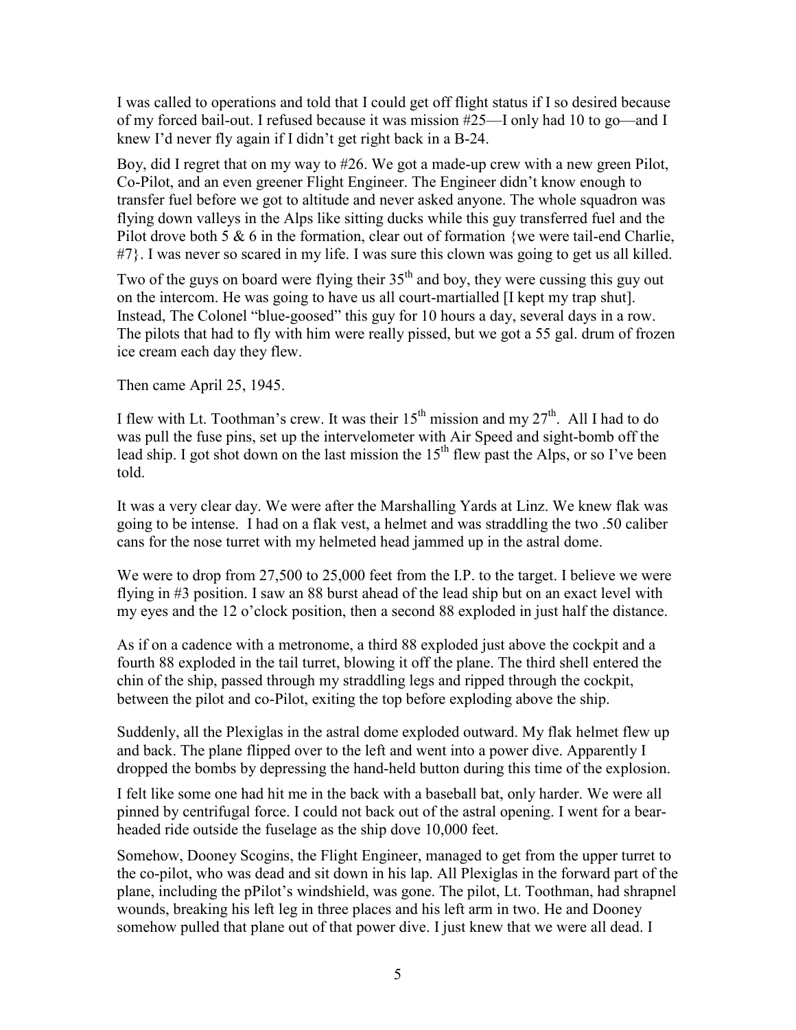I was called to operations and told that I could get off flight status if I so desired because of my forced bail-out. I refused because it was mission #25—I only had 10 to go—and I knew I'd never fly again if I didn't get right back in a B-24.

Boy, did I regret that on my way to #26. We got a made-up crew with a new green Pilot, Co-Pilot, and an even greener Flight Engineer. The Engineer didn't know enough to transfer fuel before we got to altitude and never asked anyone. The whole squadron was flying down valleys in the Alps like sitting ducks while this guy transferred fuel and the Pilot drove both 5 & 6 in the formation, clear out of formation {we were tail-end Charlie, #7}. I was never so scared in my life. I was sure this clown was going to get us all killed.

Two of the guys on board were flying their 35th and boy, they were cussing this guy out on the intercom. He was going to have us all court-martialled [I kept my trap shut]. Instead, The Colonel "blue-goosed" this guy for 10 hours a day, several days in a row. The pilots that had to fly with him were really pissed, but we got a 55 gal. drum of frozen ice cream each day they flew.

Then came April 25, 1945.

I flew with Lt. Toothman's crew. It was their 15th mission and my 27th. All I had to do was pull the fuse pins, set up the intervelometer with Air Speed and sight-bomb off the lead ship. I got shot down on the last mission the 15th flew past the Alps, or so I've been told.

It was a very clear day. We were after the Marshalling Yards at Linz. We knew flak was going to be intense. I had on a flak vest, a helmet and was straddling the two .50 caliber cans for the nose turret with my helmeted head jammed up in the astral dome.

We were to drop from 27,500 to 25,000 feet from the I.P. to the target. I believe we were flying in #3 position. I saw an 88 burst ahead of the lead ship but on an exact level with my eyes and the 12 o'clock position, then a second 88 exploded in just half the distance.

As if on a cadence with a metronome, a third 88 exploded just above the cockpit and a fourth 88 exploded in the tail turret, blowing it off the plane. The third shell entered the chin of the ship, passed through my straddling legs and ripped through the cockpit, between the pilot and co-Pilot, exiting the top before exploding above the ship.

Suddenly, all the Plexiglas in the astral dome exploded outward. My flak helmet flew up and back. The plane flipped over to the left and went into a power dive. Apparently I dropped the bombs by depressing the hand-held button during this time of the explosion.

I felt like some one had hit me in the back with a baseball bat, only harder. We were all pinned by centrifugal force. I could not back out of the astral opening. I went for a bear-headed ride outside the fuselage as the ship dove 10,000 feet.

Somehow, Dooney Scogins, the Flight Engineer, managed to get from the upper turret to the co-pilot, who was dead and sit down in his lap. All Plexiglas in the forward part of the plane, including the pPilot's windshield, was gone. The pilot, Lt. Toothman, had shrapnel wounds, breaking his left leg in three places and his left arm in two. He and Dooney somehow pulled that plane out of that power dive. I just knew that we were all dead. I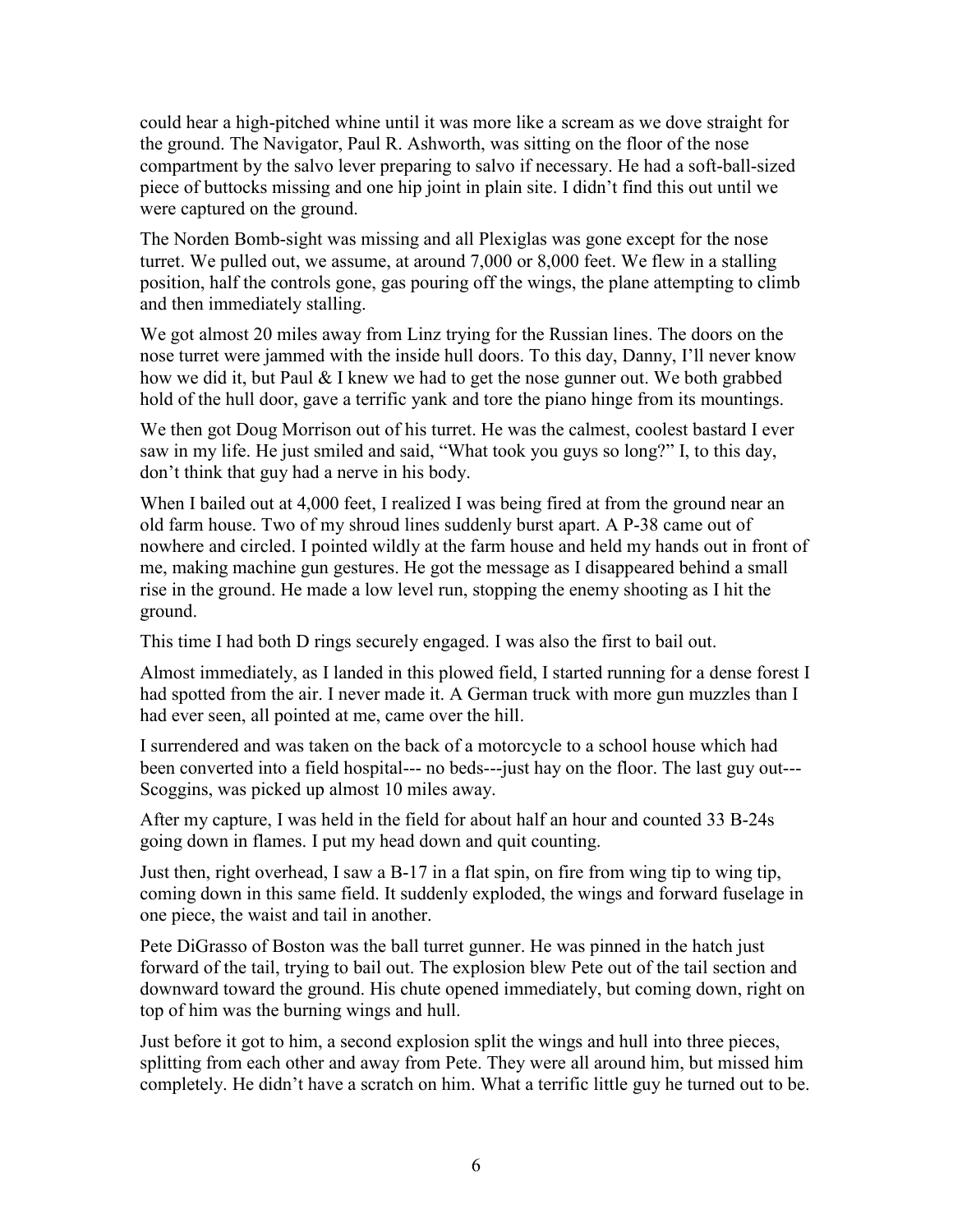could hear a high-pitched whine until it was more like a scream as we dove straight for the ground. The Navigator, Paul R. Ashworth, was sitting on the floor of the nose compartment by the salvo lever preparing to salvo if necessary. He had a soft-ball-sized piece of buttocks missing and one hip joint in plain site. I didn't find this out until we were captured on the ground.

The Norden Bomb-sight was missing and all Plexiglas was gone except for the nose turret. We pulled out, we assume, at around 7,000 or 8,000 feet. We flew in a stalling position, half the controls gone, gas pouring off the wings, the plane attempting to climb and then immediately stalling.

We got almost 20 miles away from Linz trying for the Russian lines. The doors on the nose turret were jammed with the inside hull doors. To this day, Danny, I'll never know how we did it, but Paul & I knew we had to get the nose gunner out. We both grabbed hold of the hull door, gave a terrific yank and tore the piano hinge from its mountings.

We then got Doug Morrison out of his turret. He was the calmest, coolest bastard I ever saw in my life. He just smiled and said, "What took you guys so long?" I, to this day, don't think that guy had a nerve in his body.

When I bailed out at 4,000 feet, I realized I was being fired at from the ground near an old farm house. Two of my shroud lines suddenly burst apart. A P-38 came out of nowhere and circled. I pointed wildly at the farm house and held my hands out in front of me, making machine gun gestures. He got the message as I disappeared behind a small rise in the ground. He made a low level run, stopping the enemy shooting as I hit the ground.

This time I had both D rings securely engaged. I was also the first to bail out.

Almost immediately, as I landed in this plowed field, I started running for a dense forest I had spotted from the air. I never made it. A German truck with more gun muzzles than I had ever seen, all pointed at me, came over the hill.

I surrendered and was taken on the back of a motorcycle to a school house which had been converted into a field hospital--- no beds---just hay on the floor. The last guy out---Scoggins, was picked up almost 10 miles away.

After my capture, I was held in the field for about half an hour and counted 33 B-24s going down in flames. I put my head down and quit counting.

Just then, right overhead, I saw a B-17 in a flat spin, on fire from wing tip to wing tip, coming down in this same field. It suddenly exploded, the wings and forward fuselage in one piece, the waist and tail in another.

Pete DiGrasso of Boston was the ball turret gunner. He was pinned in the hatch just forward of the tail, trying to bail out. The explosion blew Pete out of the tail section and downward toward the ground. His chute opened immediately, but coming down, right on top of him was the burning wings and hull.

Just before it got to him, a second explosion split the wings and hull into three pieces, splitting from each other and away from Pete. They were all around him, but missed him completely. He didn't have a scratch on him. What a terrific little guy he turned out to be.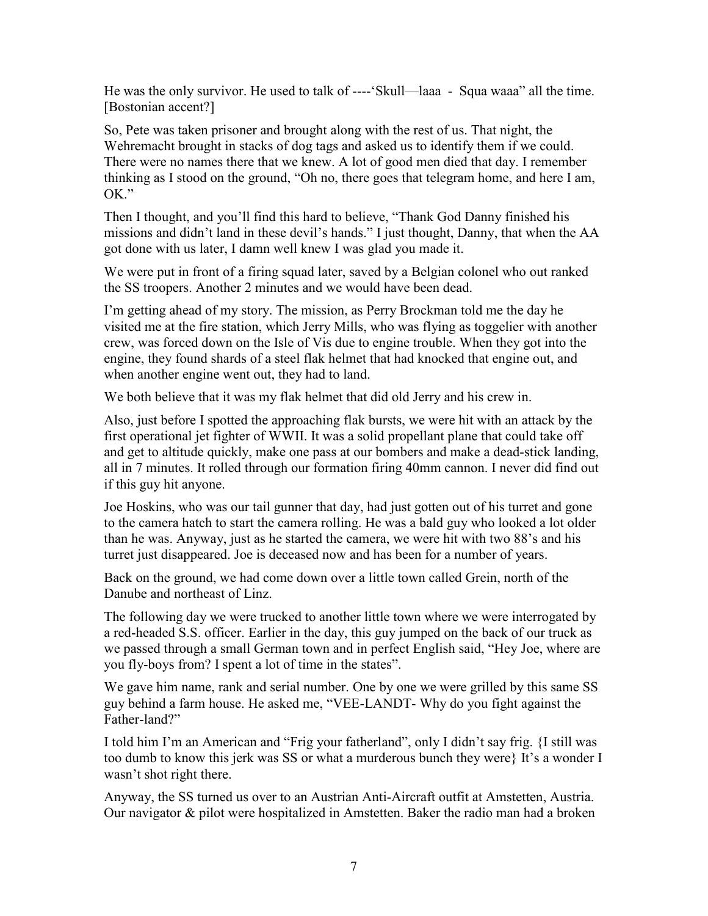He was the only survivor. He used to talk of ----'Skull—laaa - Squa waaa" all the time. [Bostonian accent?]

So, Pete was taken prisoner and brought along with the rest of us. That night, the Wehremacht brought in stacks of dog tags and asked us to identify them if we could. There were no names there that we knew. A lot of good men died that day. I remember thinking as I stood on the ground, "Oh no, there goes that telegram home, and here I am, OK."

Then I thought, and you'll find this hard to believe, "Thank God Danny finished his missions and didn't land in these devil's hands." I just thought, Danny, that when the AA got done with us later, I damn well knew I was glad you made it.

We were put in front of a firing squad later, saved by a Belgian colonel who out ranked the SS troopers. Another 2 minutes and we would have been dead.

I'm getting ahead of my story. The mission, as Perry Brockman told me the day he visited me at the fire station, which Jerry Mills, who was flying as toggelier with another crew, was forced down on the Isle of Vis due to engine trouble. When they got into the engine, they found shards of a steel flak helmet that had knocked that engine out, and when another engine went out, they had to land.

We both believe that it was my flak helmet that did old Jerry and his crew in.

Also, just before I spotted the approaching flak bursts, we were hit with an attack by the first operational jet fighter of WWII. It was a solid propellant plane that could take off and get to altitude quickly, make one pass at our bombers and make a dead-stick landing, all in 7 minutes. It rolled through our formation firing 40mm cannon. I never did find out if this guy hit anyone.

Joe Hoskins, who was our tail gunner that day, had just gotten out of his turret and gone to the camera hatch to start the camera rolling. He was a bald guy who looked a lot older than he was. Anyway, just as he started the camera, we were hit with two 88's and his turret just disappeared. Joe is deceased now and has been for a number of years.

Back on the ground, we had come down over a little town called Grein, north of the Danube and northeast of Linz.

The following day we were trucked to another little town where we were interrogated by a red-headed S.S. officer. Earlier in the day, this guy jumped on the back of our truck as we passed through a small German town and in perfect English said, "Hey Joe, where are you fly-boys from? I spent a lot of time in the states".

We gave him name, rank and serial number. One by one we were grilled by this same SS guy behind a farm house. He asked me, "VEE-LANDT- Why do you fight against the Father-land?"

I told him I'm an American and "Frig your fatherland", only I didn't say frig. {I still was too dumb to know this jerk was SS or what a murderous bunch they were} It's a wonder I wasn't shot right there.

Anyway, the SS turned us over to an Austrian Anti-Aircraft outfit at Amstetten, Austria. Our navigator & pilot were hospitalized in Amstetten. Baker the radio man had a broken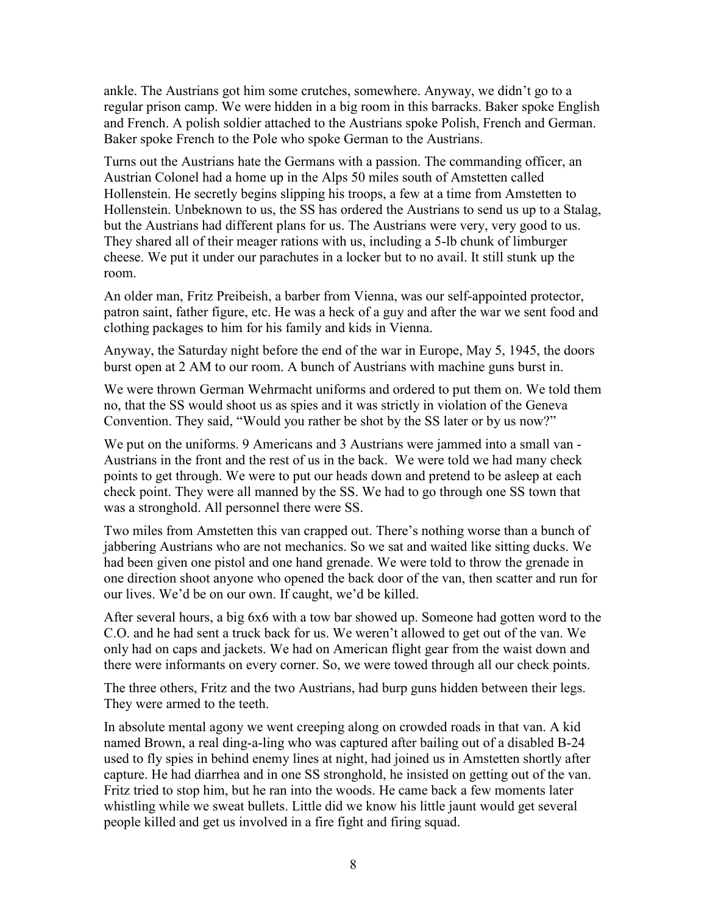ankle. The Austrians got him some crutches, somewhere. Anyway, we didn't go to a regular prison camp. We were hidden in a big room in this barracks. Baker spoke English and French. A polish soldier attached to the Austrians spoke Polish, French and German. Baker spoke French to the Pole who spoke German to the Austrians.

Turns out the Austrians hate the Germans with a passion. The commanding officer, an Austrian Colonel had a home up in the Alps 50 miles south of Amstetten called Hollenstein. He secretly begins slipping his troops, a few at a time from Amstetten to Hollenstein. Unbeknown to us, the SS has ordered the Austrians to send us up to a Stalag, but the Austrians had different plans for us. The Austrians were very, very good to us. They shared all of their meager rations with us, including a 5-lb chunk of limburger cheese. We put it under our parachutes in a locker but to no avail. It still stunk up the room.

An older man, Fritz Preibeish, a barber from Vienna, was our self-appointed protector, patron saint, father figure, etc. He was a heck of a guy and after the war we sent food and clothing packages to him for his family and kids in Vienna.

Anyway, the Saturday night before the end of the war in Europe, May 5, 1945, the doors burst open at 2 AM to our room. A bunch of Austrians with machine guns burst in.

We were thrown German Wehrmacht uniforms and ordered to put them on. We told them no, that the SS would shoot us as spies and it was strictly in violation of the Geneva Convention. They said, "Would you rather be shot by the SS later or by us now?"

We put on the uniforms. 9 Americans and 3 Austrians were jammed into a small van - Austrians in the front and the rest of us in the back. We were told we had many check points to get through. We were to put our heads down and pretend to be asleep at each check point. They were all manned by the SS. We had to go through one SS town that was a stronghold. All personnel there were SS.

Two miles from Amstetten this van crapped out. There's nothing worse than a bunch of jabbering Austrians who are not mechanics. So we sat and waited like sitting ducks. We had been given one pistol and one hand grenade. We were told to throw the grenade in one direction shoot anyone who opened the back door of the van, then scatter and run for our lives. We'd be on our own. If caught, we'd be killed.

After several hours, a big 6x6 with a tow bar showed up. Someone had gotten word to the C.O. and he had sent a truck back for us. We weren't allowed to get out of the van. We only had on caps and jackets. We had on American flight gear from the waist down and there were informants on every corner. So, we were towed through all our check points.

The three others, Fritz and the two Austrians, had burp guns hidden between their legs. They were armed to the teeth.

In absolute mental agony we went creeping along on crowded roads in that van. A kid named Brown, a real ding-a-ling who was captured after bailing out of a disabled B-24 used to fly spies in behind enemy lines at night, had joined us in Amstetten shortly after capture. He had diarrhea and in one SS stronghold, he insisted on getting out of the van. Fritz tried to stop him, but he ran into the woods. He came back a few moments later whistling while we sweat bullets. Little did we know his little jaunt would get several people killed and get us involved in a fire fight and firing squad.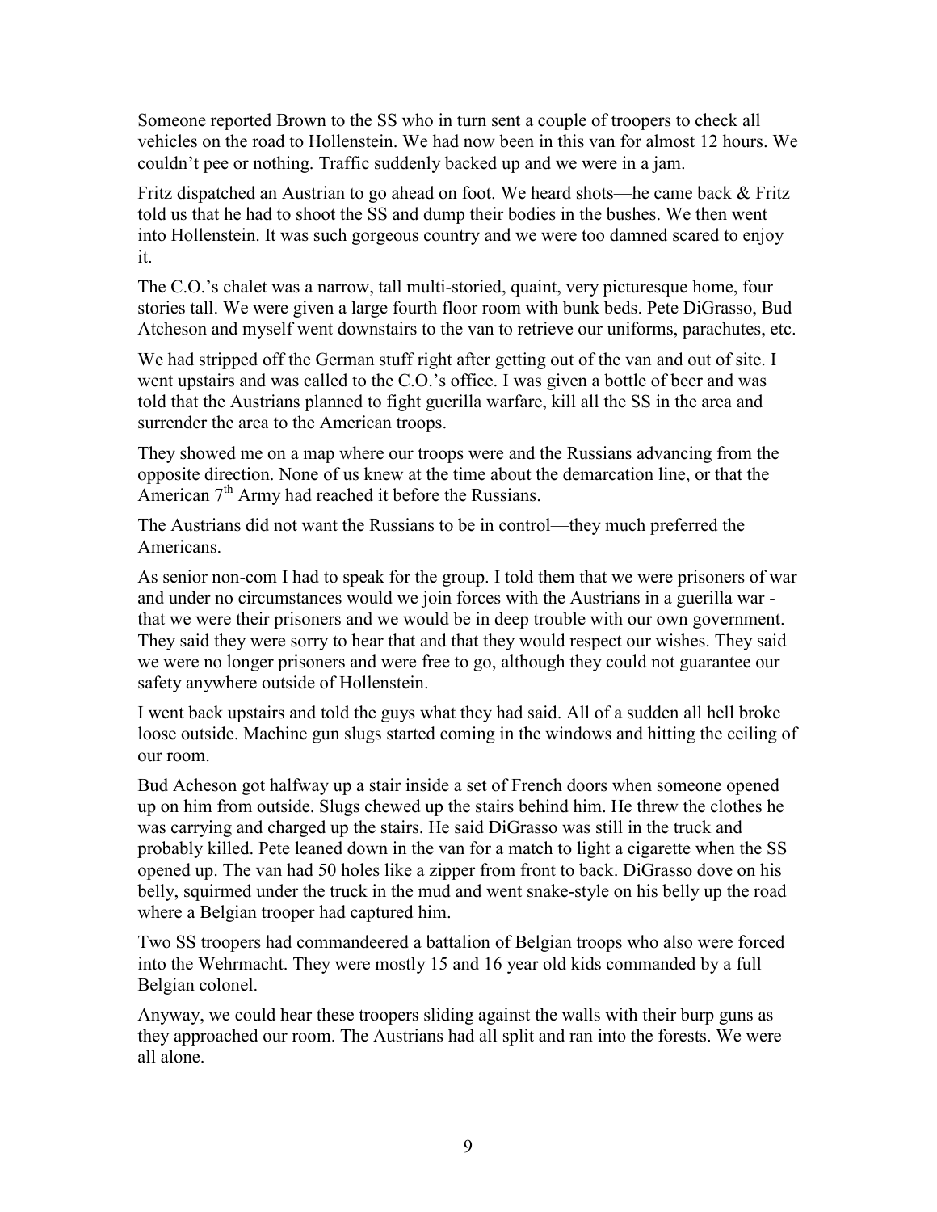Someone reported Brown to the SS who in turn sent a couple of troopers to check all vehicles on the road to Hollenstein. We had now been in this van for almost 12 hours. We couldn't pee or nothing. Traffic suddenly backed up and we were in a jam.

Fritz dispatched an Austrian to go ahead on foot. We heard shots—he came back & Fritz told us that he had to shoot the SS and dump their bodies in the bushes. We then went into Hollenstein. It was such gorgeous country and we were too damned scared to enjoy it.

The C.O.'s chalet was a narrow, tall multi-storied, quaint, very picturesque home, four stories tall. We were given a large fourth floor room with bunk beds. Pete DiGrasso, Bud Atcheson and myself went downstairs to the van to retrieve our uniforms, parachutes, etc.

We had stripped off the German stuff right after getting out of the van and out of site. I went upstairs and was called to the C.O.'s office. I was given a bottle of beer and was told that the Austrians planned to fight guerilla warfare, kill all the SS in the area and surrender the area to the American troops.

They showed me on a map where our troops were and the Russians advancing from the opposite direction. None of us knew at the time about the demarcation line, or that the American 7th Army had reached it before the Russians.

The Austrians did not want the Russians to be in control—they much preferred the Americans.

As senior non-com I had to speak for the group. I told them that we were prisoners of war and under no circumstances would we join forces with the Austrians in a guerilla war - that we were their prisoners and we would be in deep trouble with our own government. They said they were sorry to hear that and that they would respect our wishes. They said we were no longer prisoners and were free to go, although they could not guarantee our safety anywhere outside of Hollenstein.

I went back upstairs and told the guys what they had said. All of a sudden all hell broke loose outside. Machine gun slugs started coming in the windows and hitting the ceiling of our room.

Bud Acheson got halfway up a stair inside a set of French doors when someone opened up on him from outside. Slugs chewed up the stairs behind him. He threw the clothes he was carrying and charged up the stairs. He said DiGrasso was still in the truck and probably killed. Pete leaned down in the van for a match to light a cigarette when the SS opened up. The van had 50 holes like a zipper from front to back. DiGrasso dove on his belly, squirmed under the truck in the mud and went snake-style on his belly up the road where a Belgian trooper had captured him.

Two SS troopers had commandeered a battalion of Belgian troops who also were forced into the Wehrmacht. They were mostly 15 and 16 year old kids commanded by a full Belgian colonel.

Anyway, we could hear these troopers sliding against the walls with their burp guns as they approached our room. The Austrians had all split and ran into the forests. We were all alone.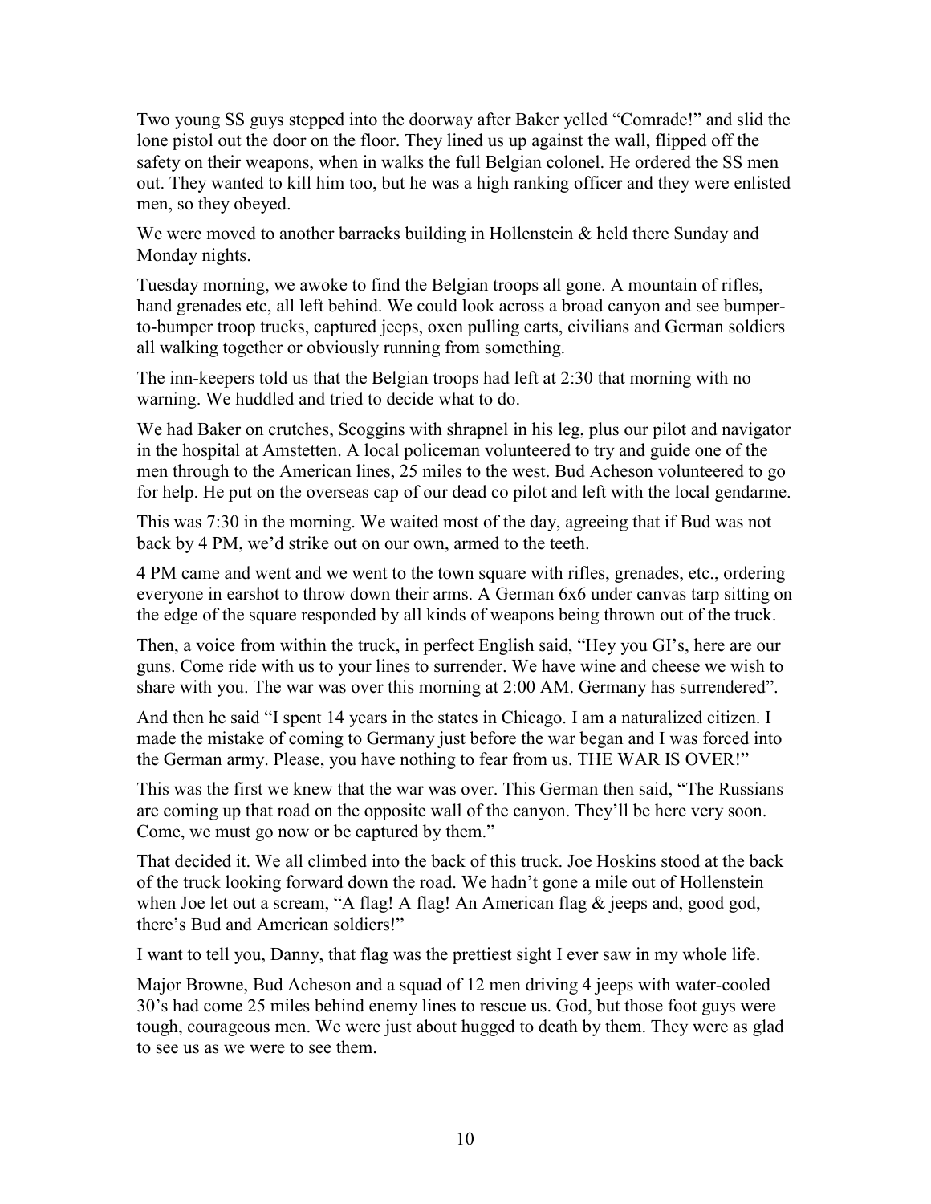Two young SS guys stepped into the doorway after Baker yelled "Comrade!" and slid the lone pistol out the door on the floor. They lined us up against the wall, flipped off the safety on their weapons, when in walks the full Belgian colonel. He ordered the SS men out. They wanted to kill him too, but he was a high ranking officer and they were enlisted men, so they obeyed.

We were moved to another barracks building in Hollenstein & held there Sunday and Monday nights.

Tuesday morning, we awoke to find the Belgian troops all gone. A mountain of rifles, hand grenades etc, all left behind. We could look across a broad canyon and see bumper-to-bumper troop trucks, captured jeeps, oxen pulling carts, civilians and German soldiers all walking together or obviously running from something.

The inn-keepers told us that the Belgian troops had left at 2:30 that morning with no warning. We huddled and tried to decide what to do.

We had Baker on crutches, Scoggins with shrapnel in his leg, plus our pilot and navigator in the hospital at Amstetten. A local policeman volunteered to try and guide one of the men through to the American lines, 25 miles to the west. Bud Acheson volunteered to go for help. He put on the overseas cap of our dead co pilot and left with the local gendarme.

This was 7:30 in the morning. We waited most of the day, agreeing that if Bud was not back by 4 PM, we'd strike out on our own, armed to the teeth.

4 PM came and went and we went to the town square with rifles, grenades, etc., ordering everyone in earshot to throw down their arms. A German 6x6 under canvas tarp sitting on the edge of the square responded by all kinds of weapons being thrown out of the truck.

Then, a voice from within the truck, in perfect English said, "Hey you GI's, here are our guns. Come ride with us to your lines to surrender. We have wine and cheese we wish to share with you. The war was over this morning at 2:00 AM. Germany has surrendered".

And then he said "I spent 14 years in the states in Chicago. I am a naturalized citizen. I made the mistake of coming to Germany just before the war began and I was forced into the German army. Please, you have nothing to fear from us. THE WAR IS OVER!"

This was the first we knew that the war was over. This German then said, "The Russians are coming up that road on the opposite wall of the canyon. They'll be here very soon. Come, we must go now or be captured by them."

That decided it. We all climbed into the back of this truck. Joe Hoskins stood at the back of the truck looking forward down the road. We hadn't gone a mile out of Hollenstein when Joe let out a scream, "A flag! A flag! An American flag & jeeps and, good god, there's Bud and American soldiers!"

I want to tell you, Danny, that flag was the prettiest sight I ever saw in my whole life.

Major Browne, Bud Acheson and a squad of 12 men driving 4 jeeps with water-cooled 30's had come 25 miles behind enemy lines to rescue us. God, but those foot guys were tough, courageous men. We were just about hugged to death by them. They were as glad to see us as we were to see them.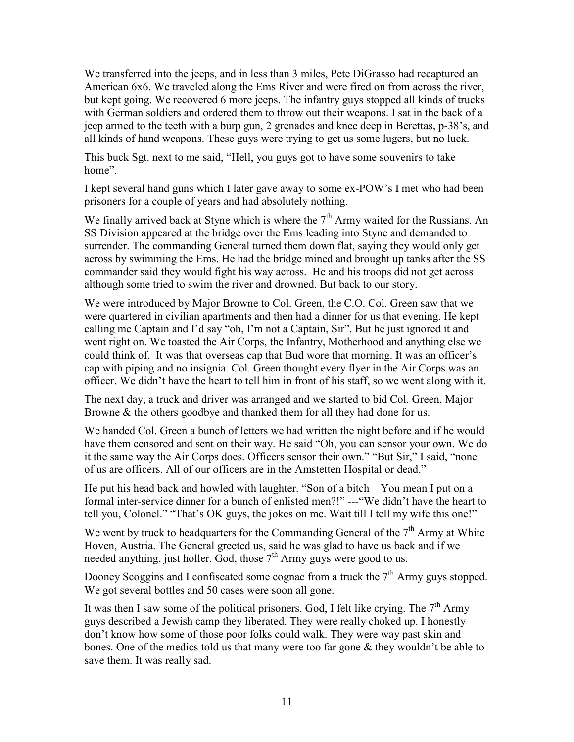We transferred into the jeeps, and in less than 3 miles, Pete DiGrasso had recaptured an American 6x6. We traveled along the Ems River and were fired on from across the river, but kept going. We recovered 6 more jeeps. The infantry guys stopped all kinds of trucks with German soldiers and ordered them to throw out their weapons. I sat in the back of a jeep armed to the teeth with a burp gun, 2 grenades and knee deep in Berettas, p-38's, and all kinds of hand weapons. These guys were trying to get us some lugers, but no luck.

This buck Sgt. next to me said, "Hell, you guys got to have some souvenirs to take home".

I kept several hand guns which I later gave away to some ex-POW's I met who had been prisoners for a couple of years and had absolutely nothing.

We finally arrived back at Styne which is where the 7th Army waited for the Russians. An SS Division appeared at the bridge over the Ems leading into Styne and demanded to surrender. The commanding General turned them down flat, saying they would only get across by swimming the Ems. He had the bridge mined and brought up tanks after the SS commander said they would fight his way across. He and his troops did not get across although some tried to swim the river and drowned. But back to our story.

We were introduced by Major Browne to Col. Green, the C.O. Col. Green saw that we were quartered in civilian apartments and then had a dinner for us that evening. He kept calling me Captain and I'd say "oh, I'm not a Captain, Sir". But he just ignored it and went right on. We toasted the Air Corps, the Infantry, Motherhood and anything else we could think of. It was that overseas cap that Bud wore that morning. It was an officer's cap with piping and no insignia. Col. Green thought every flyer in the Air Corps was an officer. We didn't have the heart to tell him in front of his staff, so we went along with it.

The next day, a truck and driver was arranged and we started to bid Col. Green, Major Browne & the others goodbye and thanked them for all they had done for us.

We handed Col. Green a bunch of letters we had written the night before and if he would have them censored and sent on their way. He said "Oh, you can sensor your own. We do it the same way the Air Corps does. Officers sensor their own." "But Sir," I said, "none of us are officers. All of our officers are in the Amstetten Hospital or dead."

He put his head back and howled with laughter. "Son of a bitch—You mean I put on a formal inter-service dinner for a bunch of enlisted men?!" ---"We didn't have the heart to tell you, Colonel." "That's OK guys, the jokes on me. Wait till I tell my wife this one!"

We went by truck to headquarters for the Commanding General of the 7th Army at White Hoven, Austria. The General greeted us, said he was glad to have us back and if we needed anything, just holler. God, those 7th Army guys were good to us.

Dooney Scoggins and I confiscated some cognac from a truck the 7th Army guys stopped. We got several bottles and 50 cases were soon all gone.

It was then I saw some of the political prisoners. God, I felt like crying. The 7th Army guys described a Jewish camp they liberated. They were really choked up. I honestly don't know how some of those poor folks could walk. They were way past skin and bones. One of the medics told us that many were too far gone & they wouldn't be able to save them. It was really sad.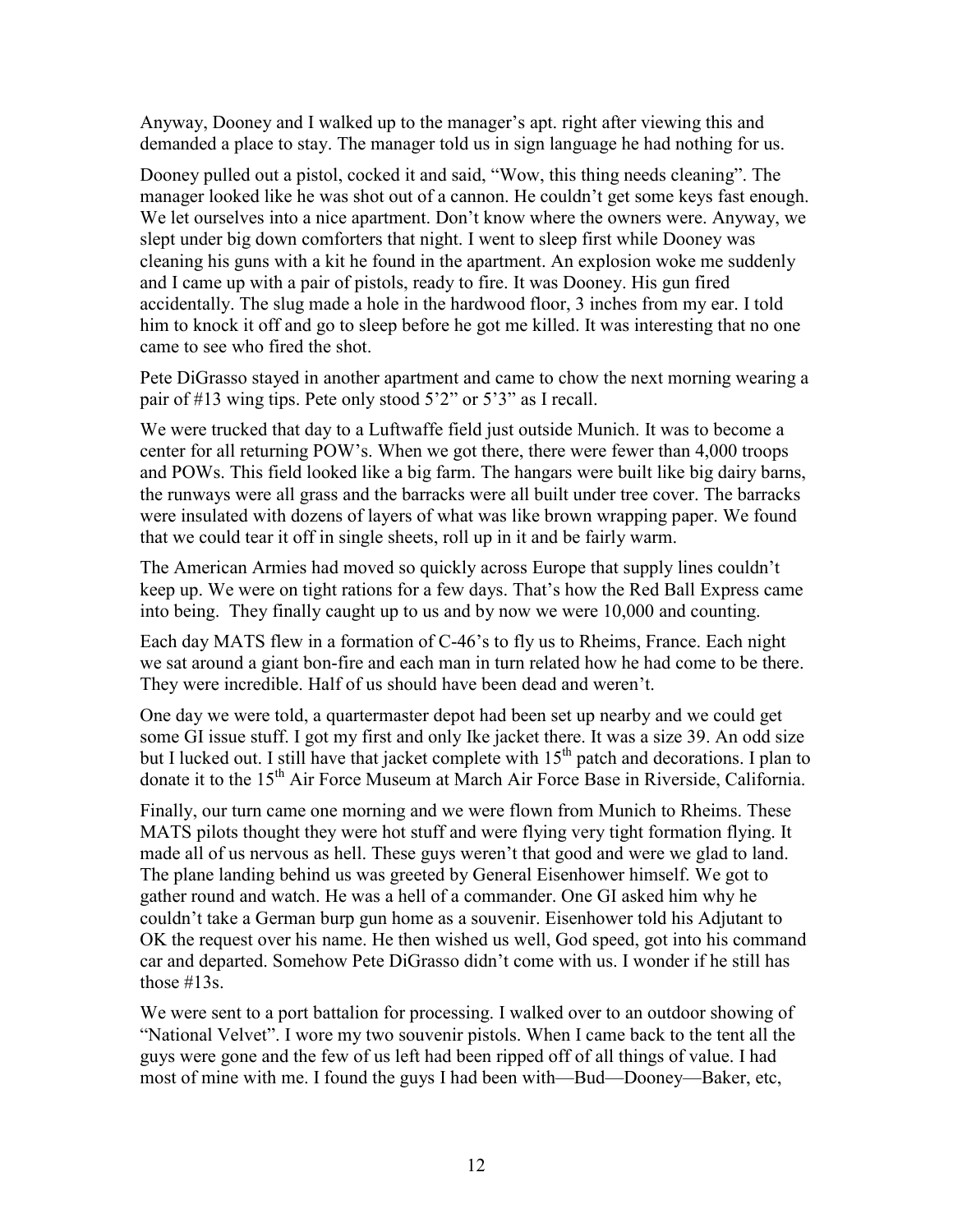Anyway, Dooney and I walked up to the manager's apt. right after viewing this and demanded a place to stay. The manager told us in sign language he had nothing for us.

Dooney pulled out a pistol, cocked it and said, "Wow, this thing needs cleaning". The manager looked like he was shot out of a cannon. He couldn't get some keys fast enough. We let ourselves into a nice apartment. Don't know where the owners were. Anyway, we slept under big down comforters that night. I went to sleep first while Dooney was cleaning his guns with a kit he found in the apartment. An explosion woke me suddenly and I came up with a pair of pistols, ready to fire. It was Dooney. His gun fired accidentally. The slug made a hole in the hardwood floor, 3 inches from my ear. I told him to knock it off and go to sleep before he got me killed. It was interesting that no one came to see who fired the shot.

Pete DiGrasso stayed in another apartment and came to chow the next morning wearing a pair of #13 wing tips. Pete only stood 5'2" or 5'3" as I recall.

We were trucked that day to a Luftwaffe field just outside Munich. It was to become a center for all returning POW's. When we got there, there were fewer than 4,000 troops and POWs. This field looked like a big farm. The hangars were built like big dairy barns, the runways were all grass and the barracks were all built under tree cover. The barracks were insulated with dozens of layers of what was like brown wrapping paper. We found that we could tear it off in single sheets, roll up in it and be fairly warm.

The American Armies had moved so quickly across Europe that supply lines couldn't keep up. We were on tight rations for a few days. That's how the Red Ball Express came into being. They finally caught up to us and by now we were 10,000 and counting.

Each day MATS flew in a formation of C-46's to fly us to Rheims, France. Each night we sat around a giant bon-fire and each man in turn related how he had come to be there. They were incredible. Half of us should have been dead and weren't.

One day we were told, a quartermaster depot had been set up nearby and we could get some GI issue stuff. I got my first and only Ike jacket there. It was a size 39. An odd size but I lucked out. I still have that jacket complete with 15th patch and decorations. I plan to donate it to the 15th Air Force Museum at March Air Force Base in Riverside, California.

Finally, our turn came one morning and we were flown from Munich to Rheims. These MATS pilots thought they were hot stuff and were flying very tight formation flying. It made all of us nervous as hell. These guys weren't that good and were we glad to land. The plane landing behind us was greeted by General Eisenhower himself. We got to gather round and watch. He was a hell of a commander. One GI asked him why he couldn't take a German burp gun home as a souvenir. Eisenhower told his Adjutant to OK the request over his name. He then wished us well, God speed, got into his command car and departed. Somehow Pete DiGrasso didn't come with us. I wonder if he still has those #13s.

We were sent to a port battalion for processing. I walked over to an outdoor showing of "National Velvet". I wore my two souvenir pistols. When I came back to the tent all the guys were gone and the few of us left had been ripped off of all things of value. I had most of mine with me. I found the guys I had been with—Bud—Dooney—Baker, etc,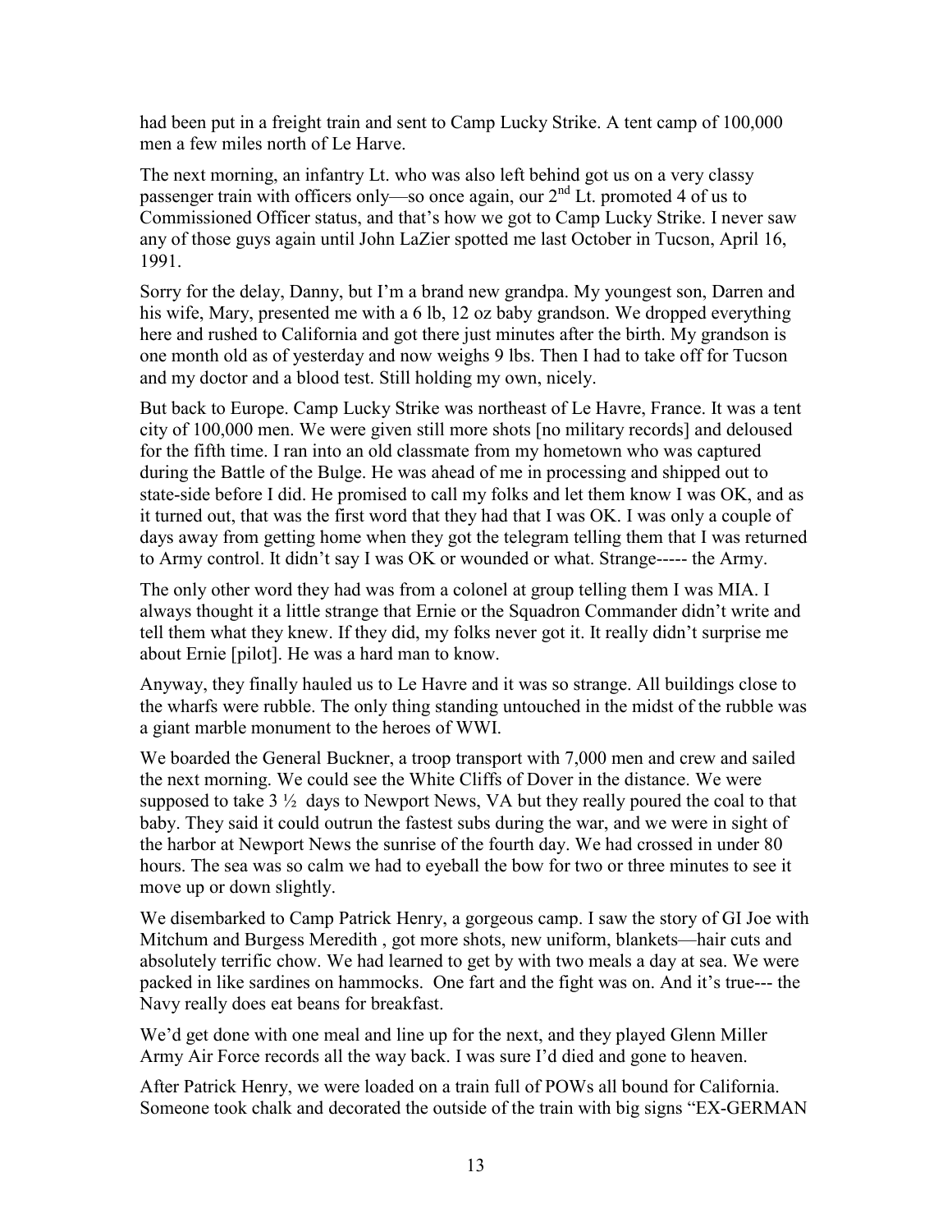had been put in a freight train and sent to Camp Lucky Strike. A tent camp of 100,000 men a few miles north of Le Harve.

The next morning, an infantry Lt. who was also left behind got us on a very classy passenger train with officers only—so once again, our 2nd Lt. promoted 4 of us to Commissioned Officer status, and that's how we got to Camp Lucky Strike. I never saw any of those guys again until John LaZier spotted me last October in Tucson, April 16, 1991.

Sorry for the delay, Danny, but I'm a brand new grandpa. My youngest son, Darren and his wife, Mary, presented me with a 6 lb, 12 oz baby grandson. We dropped everything here and rushed to California and got there just minutes after the birth. My grandson is one month old as of yesterday and now weighs 9 lbs. Then I had to take off for Tucson and my doctor and a blood test. Still holding my own, nicely.

But back to Europe. Camp Lucky Strike was northeast of Le Havre, France. It was a tent city of 100,000 men. We were given still more shots [no military records] and deloused for the fifth time. I ran into an old classmate from my hometown who was captured during the Battle of the Bulge. He was ahead of me in processing and shipped out to state-side before I did. He promised to call my folks and let them know I was OK, and as it turned out, that was the first word that they had that I was OK. I was only a couple of days away from getting home when they got the telegram telling them that I was returned to Army control. It didn't say I was OK or wounded or what. Strange----- the Army.

The only other word they had was from a colonel at group telling them I was MIA. I always thought it a little strange that Ernie or the Squadron Commander didn't write and tell them what they knew. If they did, my folks never got it. It really didn't surprise me about Ernie [pilot]. He was a hard man to know.

Anyway, they finally hauled us to Le Havre and it was so strange. All buildings close to the wharfs were rubble. The only thing standing untouched in the midst of the rubble was a giant marble monument to the heroes of WWI.

We boarded the General Buckner, a troop transport with 7,000 men and crew and sailed the next morning. We could see the White Cliffs of Dover in the distance. We were supposed to take 3 ½ days to Newport News, VA but they really poured the coal to that baby. They said it could outrun the fastest subs during the war, and we were in sight of the harbor at Newport News the sunrise of the fourth day. We had crossed in under 80 hours. The sea was so calm we had to eyeball the bow for two or three minutes to see it move up or down slightly.

We disembarked to Camp Patrick Henry, a gorgeous camp. I saw the story of GI Joe with Mitchum and Burgess Meredith , got more shots, new uniform, blankets—hair cuts and absolutely terrific chow. We had learned to get by with two meals a day at sea. We were packed in like sardines on hammocks. One fart and the fight was on. And it's true--- the Navy really does eat beans for breakfast.

We'd get done with one meal and line up for the next, and they played Glenn Miller Army Air Force records all the way back. I was sure I'd died and gone to heaven.

After Patrick Henry, we were loaded on a train full of POWs all bound for California. Someone took chalk and decorated the outside of the train with big signs "EX-GERMAN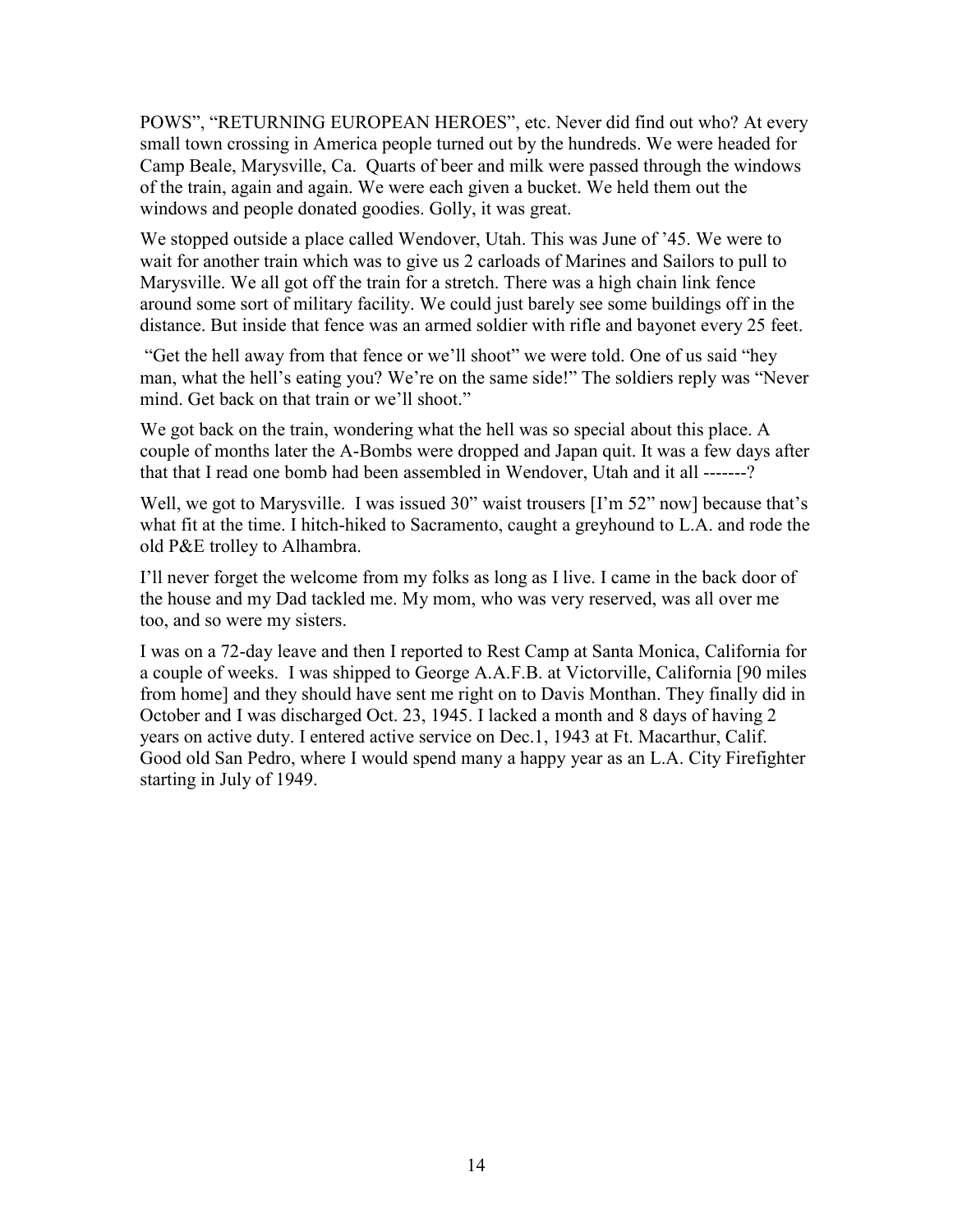POWS", "RETURNING EUROPEAN HEROES", etc. Never did find out who? At every small town crossing in America people turned out by the hundreds. We were headed for Camp Beale, Marysville, Ca. Quarts of beer and milk were passed through the windows of the train, again and again. We were each given a bucket. We held them out the windows and people donated goodies. Golly, it was great.

We stopped outside a place called Wendover, Utah. This was June of '45. We were to wait for another train which was to give us 2 carloads of Marines and Sailors to pull to Marysville. We all got off the train for a stretch. There was a high chain link fence around some sort of military facility. We could just barely see some buildings off in the distance. But inside that fence was an armed soldier with rifle and bayonet every 25 feet.

"Get the hell away from that fence or we'll shoot" we were told. One of us said "hey man, what the hell's eating you? We're on the same side!" The soldiers reply was "Never mind. Get back on that train or we'll shoot."

We got back on the train, wondering what the hell was so special about this place. A couple of months later the A-Bombs were dropped and Japan quit. It was a few days after that that I read one bomb had been assembled in Wendover, Utah and it all -------?

Well, we got to Marysville. I was issued 30" waist trousers [I'm 52" now] because that's what fit at the time. I hitch-hiked to Sacramento, caught a greyhound to L.A. and rode the old P&E trolley to Alhambra.

I'll never forget the welcome from my folks as long as I live. I came in the back door of the house and my Dad tackled me. My mom, who was very reserved, was all over me too, and so were my sisters.

I was on a 72-day leave and then I reported to Rest Camp at Santa Monica, California for a couple of weeks. I was shipped to George A.A.F.B. at Victorville, California [90 miles from home] and they should have sent me right on to Davis Monthan. They finally did in October and I was discharged Oct. 23, 1945. I lacked a month and 8 days of having 2 years on active duty. I entered active service on Dec.1, 1943 at Ft. Macarthur, Calif. Good old San Pedro, where I would spend many a happy year as an L.A. City Firefighter starting in July of 1949.